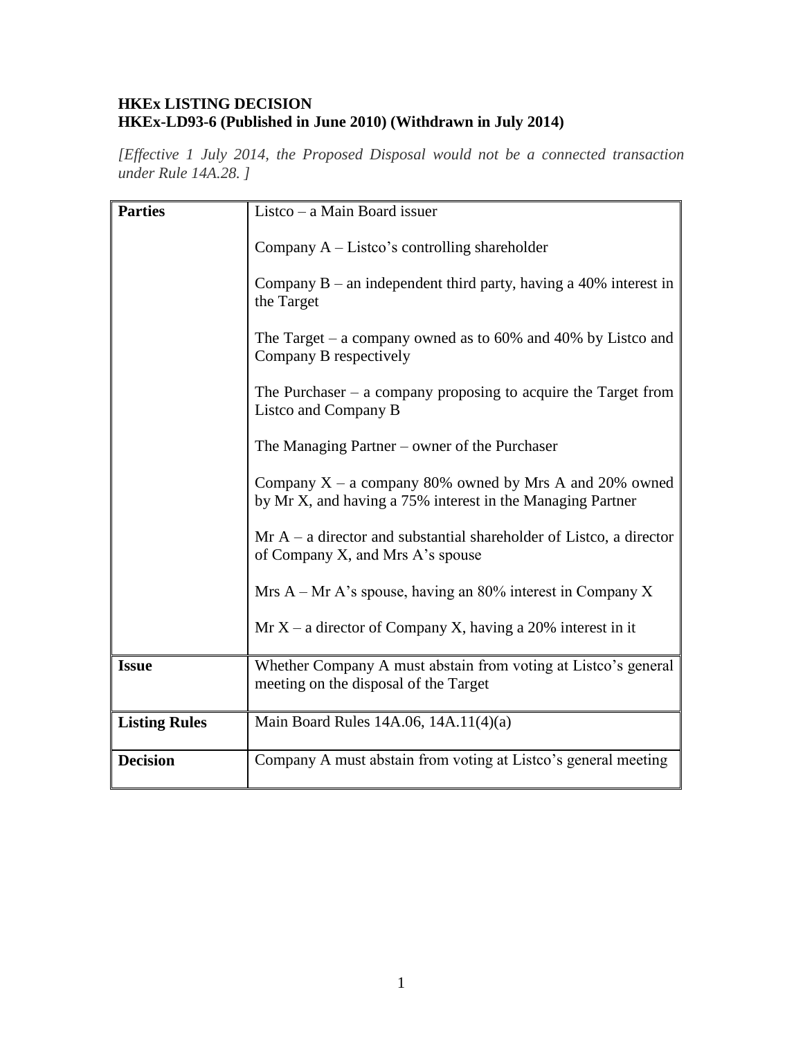**HKEx LISTING DECISION**
**HKEx-LD93-6 (Published in June 2010) (Withdrawn in July 2014)**

*[Effective 1 July 2014, the Proposed Disposal would not be a connected transaction under Rule 14A.28. ]*

| | |
|---|---|
| **Parties** | Listco – a Main Board issuer<br><br>Company A – Listco's controlling shareholder<br><br>Company B – an independent third party, having a 40% interest in the Target<br><br>The Target – a company owned as to 60% and 40% by Listco and Company B respectively<br><br>The Purchaser – a company proposing to acquire the Target from Listco and Company B<br><br>The Managing Partner – owner of the Purchaser<br><br>Company X – a company 80% owned by Mrs A and 20% owned by Mr X, and having a 75% interest in the Managing Partner<br><br>Mr A – a director and substantial shareholder of Listco, a director of Company X, and Mrs A's spouse<br><br>Mrs A – Mr A's spouse, having an 80% interest in Company X<br><br>Mr X – a director of Company X, having a 20% interest in it |
| **Issue** | Whether Company A must abstain from voting at Listco's general meeting on the disposal of the Target |
| **Listing Rules** | Main Board Rules 14A.06, 14A.11(4)(a) |
| **Decision** | Company A must abstain from voting at Listco's general meeting |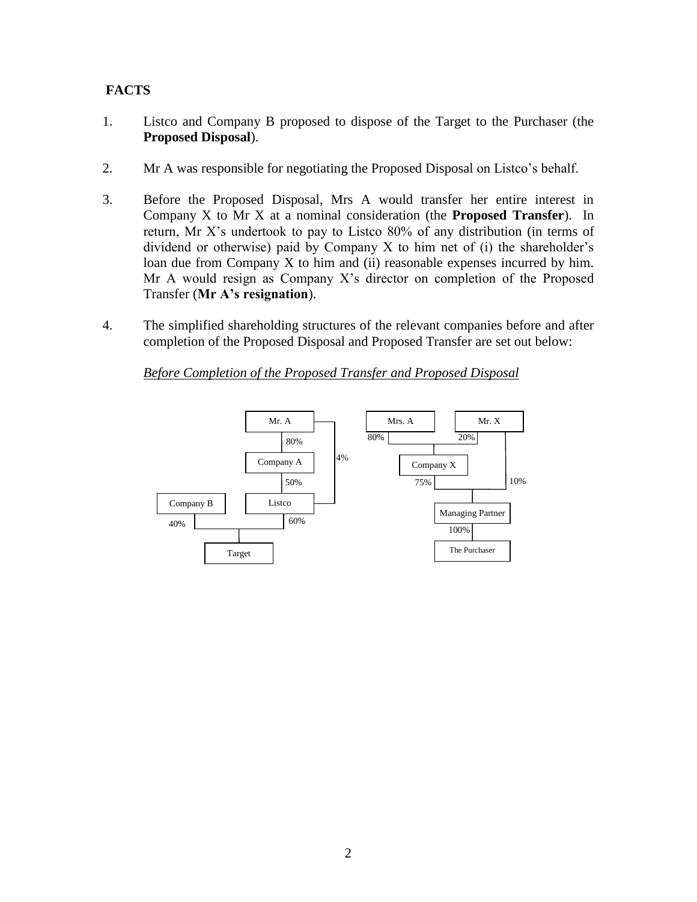**FACTS**

1. Listco and Company B proposed to dispose of the Target to the Purchaser (the **Proposed Disposal**).

2. Mr A was responsible for negotiating the Proposed Disposal on Listco's behalf.

3. Before the Proposed Disposal, Mrs A would transfer her entire interest in Company X to Mr X at a nominal consideration (the **Proposed Transfer**). In return, Mr X's undertook to pay to Listco 80% of any distribution (in terms of dividend or otherwise) paid by Company X to him net of (i) the shareholder's loan due from Company X to him and (ii) reasonable expenses incurred by him. Mr A would resign as Company X's director on completion of the Proposed Transfer (**Mr A's resignation**).

4. The simplified shareholding structures of the relevant companies before and after completion of the Proposed Disposal and Proposed Transfer are set out below:

*Before Completion of the Proposed Transfer and Proposed Disposal*

Mr. A — 80% — Company A — 50% — Listco; Mr. A — 4% — Listco

Company B — 40% — Target; Listco — 60% — Target

Mrs. A — 80% — Company X; Mr. X — 20% — Company X

Company X — 75% — Managing Partner; Mr. X — 10% — Managing Partner

Managing Partner — 100% — The Purchaser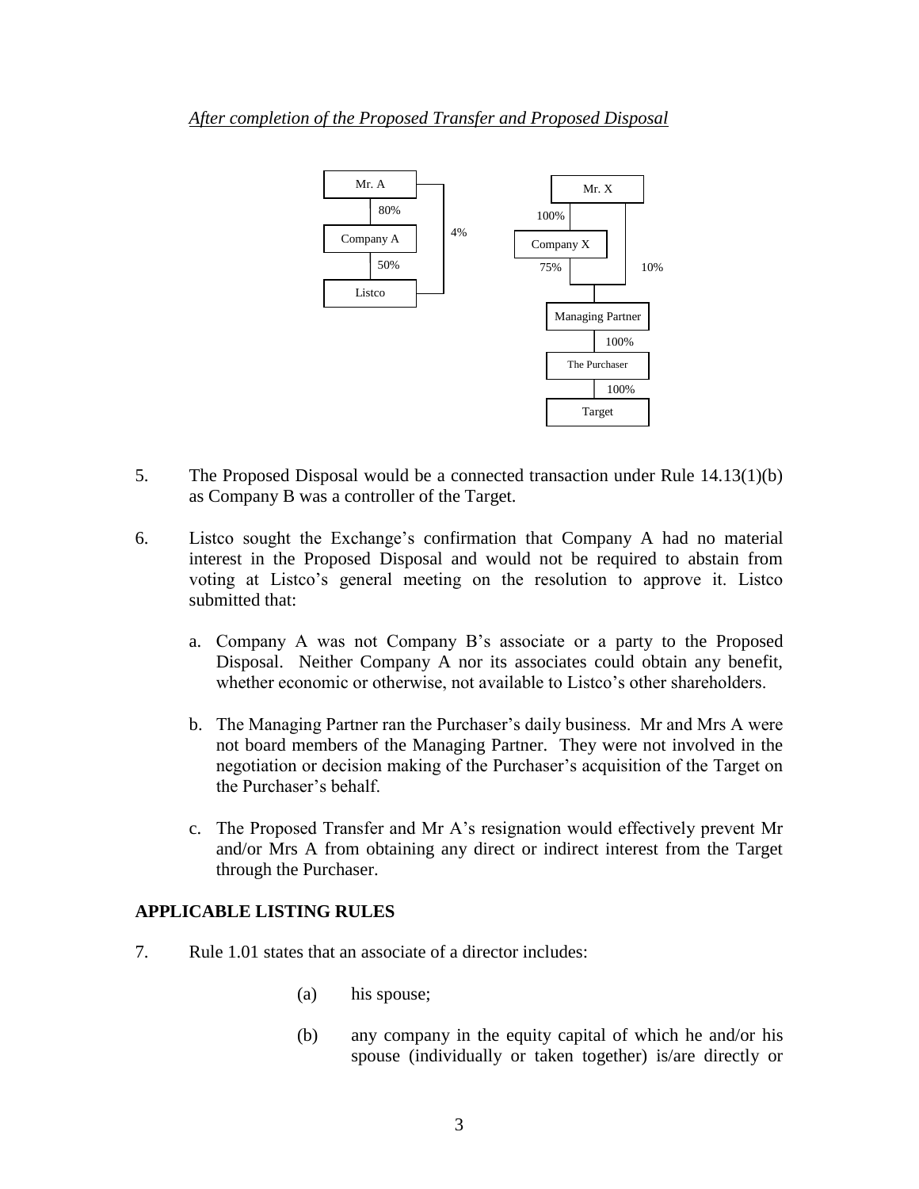*After completion of the Proposed Transfer and Proposed Disposal*

Mr. A

80%

Company A

50%

Listco

4%

Mr. X

100%

Company X

75%

10%

Managing Partner

100%

The Purchaser

100%

Target

5. The Proposed Disposal would be a connected transaction under Rule 14.13(1)(b) as Company B was a controller of the Target.

6. Listco sought the Exchange's confirmation that Company A had no material interest in the Proposed Disposal and would not be required to abstain from voting at Listco's general meeting on the resolution to approve it. Listco submitted that:

   a. Company A was not Company B's associate or a party to the Proposed Disposal. Neither Company A nor its associates could obtain any benefit, whether economic or otherwise, not available to Listco's other shareholders.

   b. The Managing Partner ran the Purchaser's daily business. Mr and Mrs A were not board members of the Managing Partner. They were not involved in the negotiation or decision making of the Purchaser's acquisition of the Target on the Purchaser's behalf.

   c. The Proposed Transfer and Mr A's resignation would effectively prevent Mr and/or Mrs A from obtaining any direct or indirect interest from the Target through the Purchaser.

## APPLICABLE LISTING RULES

7. Rule 1.01 states that an associate of a director includes:

   (a) his spouse;

   (b) any company in the equity capital of which he and/or his spouse (individually or taken together) is/are directly or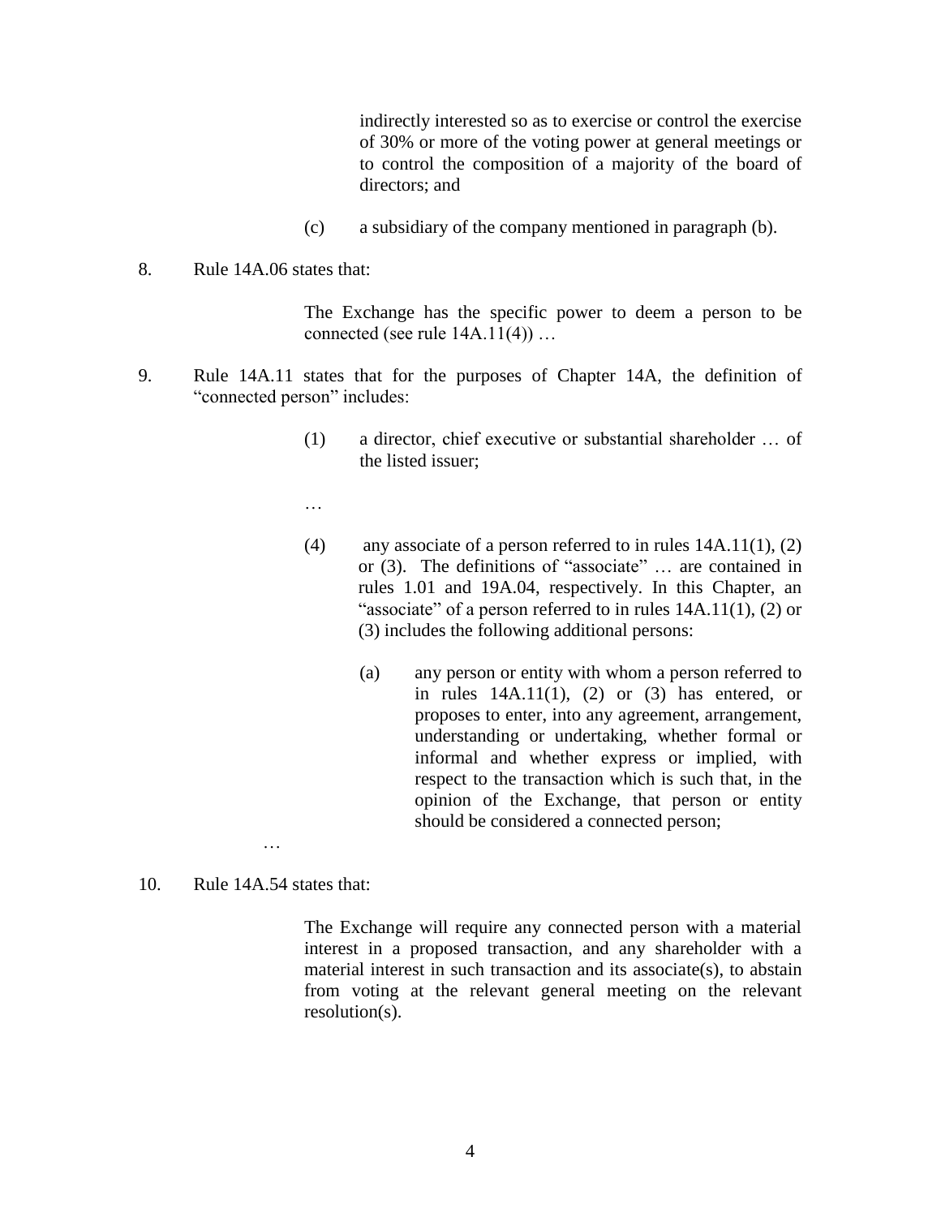> indirectly interested so as to exercise or control the exercise of 30% or more of the voting power at general meetings or to control the composition of a majority of the board of directors; and
>
> (c) a subsidiary of the company mentioned in paragraph (b).

8. Rule 14A.06 states that:

> The Exchange has the specific power to deem a person to be connected (see rule 14A.11(4)) …

9. Rule 14A.11 states that for the purposes of Chapter 14A, the definition of "connected person" includes:

> (1) a director, chief executive or substantial shareholder … of the listed issuer;
>
> …
>
> (4) any associate of a person referred to in rules 14A.11(1), (2) or (3). The definitions of "associate" … are contained in rules 1.01 and 19A.04, respectively. In this Chapter, an "associate" of a person referred to in rules 14A.11(1), (2) or (3) includes the following additional persons:
>
> (a) any person or entity with whom a person referred to in rules 14A.11(1), (2) or (3) has entered, or proposes to enter, into any agreement, arrangement, understanding or undertaking, whether formal or informal and whether express or implied, with respect to the transaction which is such that, in the opinion of the Exchange, that person or entity should be considered a connected person;
>
> …

10. Rule 14A.54 states that:

> The Exchange will require any connected person with a material interest in a proposed transaction, and any shareholder with a material interest in such transaction and its associate(s), to abstain from voting at the relevant general meeting on the relevant resolution(s).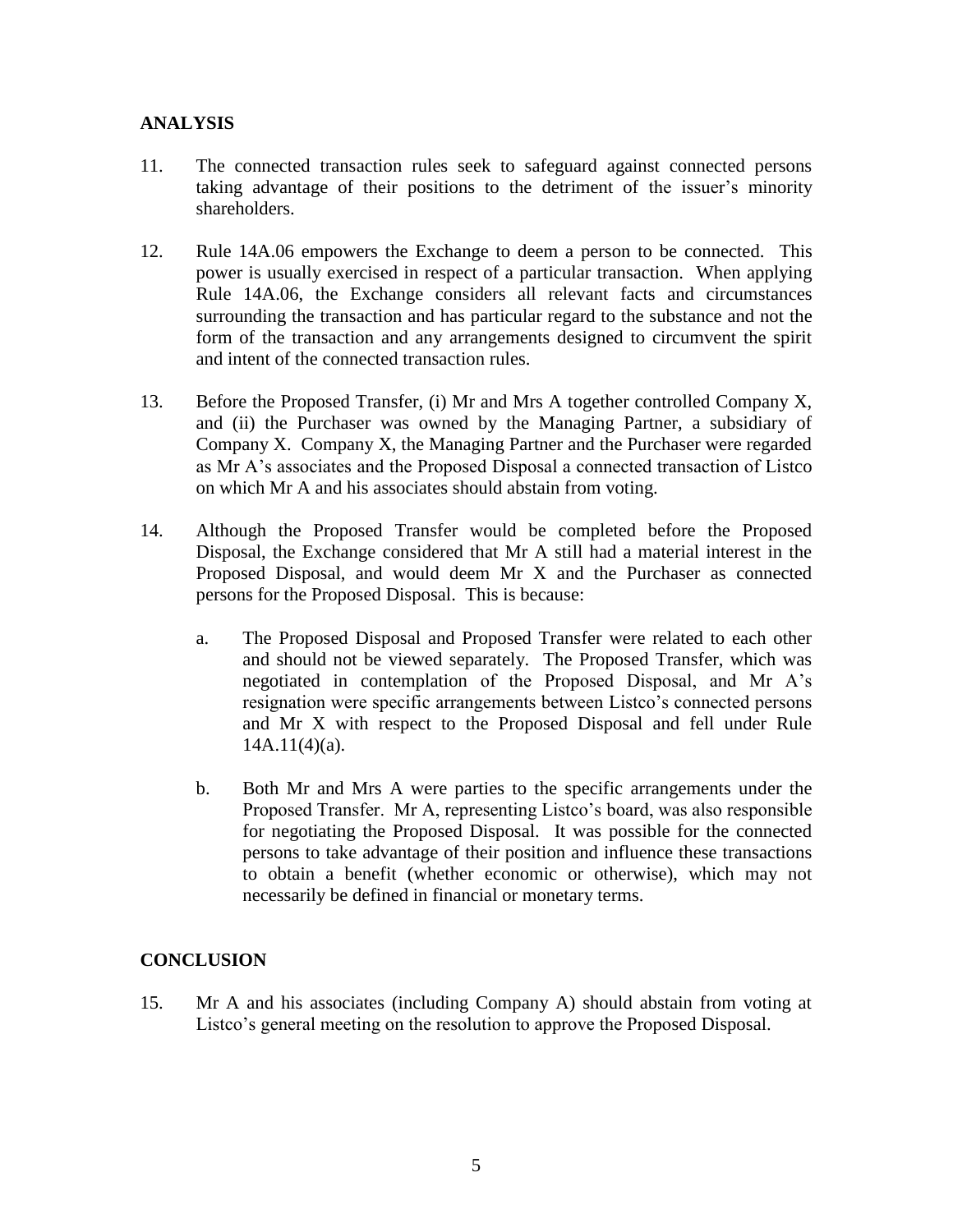## ANALYSIS

11. The connected transaction rules seek to safeguard against connected persons taking advantage of their positions to the detriment of the issuer's minority shareholders.

12. Rule 14A.06 empowers the Exchange to deem a person to be connected. This power is usually exercised in respect of a particular transaction. When applying Rule 14A.06, the Exchange considers all relevant facts and circumstances surrounding the transaction and has particular regard to the substance and not the form of the transaction and any arrangements designed to circumvent the spirit and intent of the connected transaction rules.

13. Before the Proposed Transfer, (i) Mr and Mrs A together controlled Company X, and (ii) the Purchaser was owned by the Managing Partner, a subsidiary of Company X. Company X, the Managing Partner and the Purchaser were regarded as Mr A's associates and the Proposed Disposal a connected transaction of Listco on which Mr A and his associates should abstain from voting.

14. Although the Proposed Transfer would be completed before the Proposed Disposal, the Exchange considered that Mr A still had a material interest in the Proposed Disposal, and would deem Mr X and the Purchaser as connected persons for the Proposed Disposal. This is because:

    a. The Proposed Disposal and Proposed Transfer were related to each other and should not be viewed separately. The Proposed Transfer, which was negotiated in contemplation of the Proposed Disposal, and Mr A's resignation were specific arrangements between Listco's connected persons and Mr X with respect to the Proposed Disposal and fell under Rule 14A.11(4)(a).

    b. Both Mr and Mrs A were parties to the specific arrangements under the Proposed Transfer. Mr A, representing Listco's board, was also responsible for negotiating the Proposed Disposal. It was possible for the connected persons to take advantage of their position and influence these transactions to obtain a benefit (whether economic or otherwise), which may not necessarily be defined in financial or monetary terms.

## CONCLUSION

15. Mr A and his associates (including Company A) should abstain from voting at Listco's general meeting on the resolution to approve the Proposed Disposal.